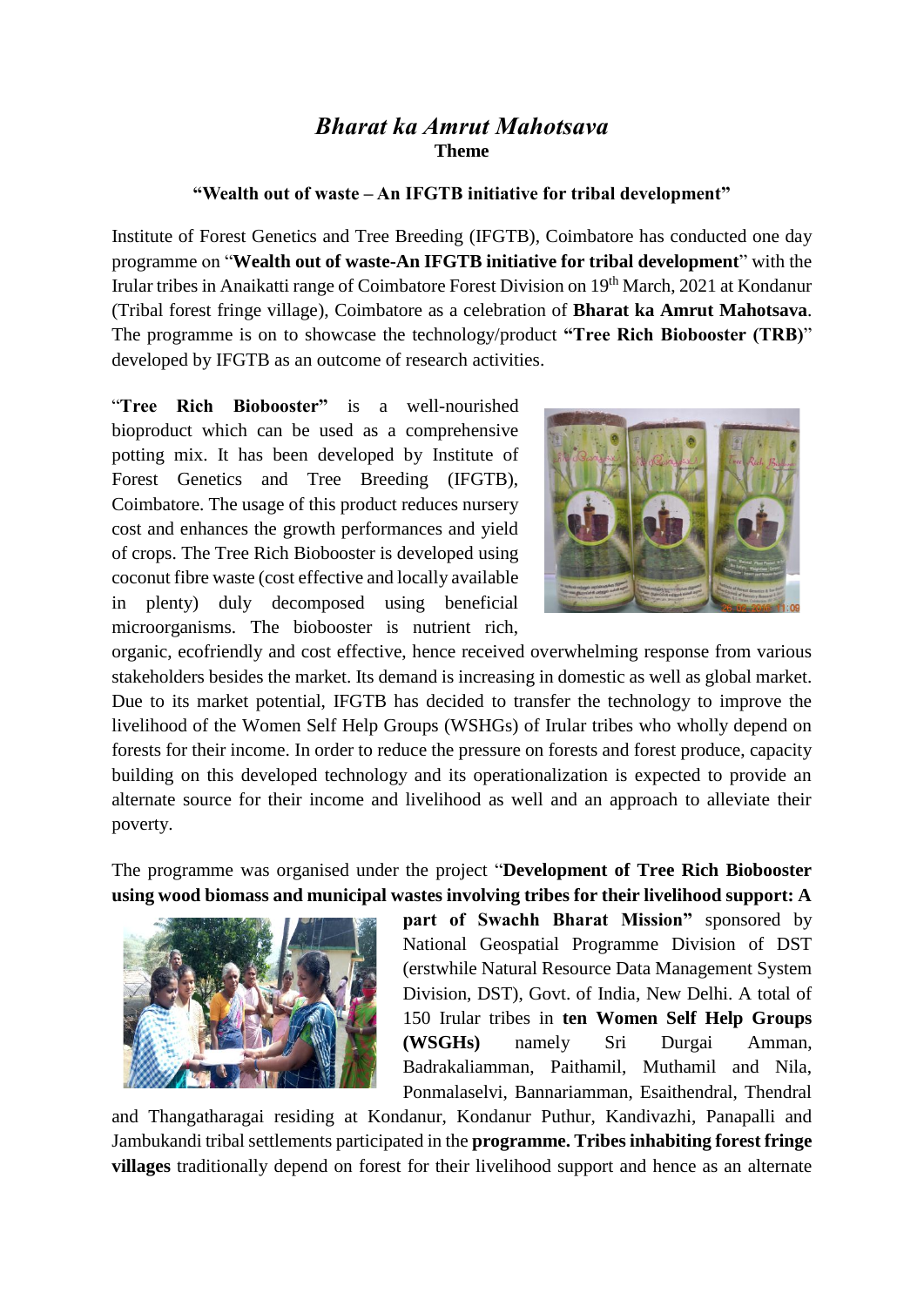# *Bharat ka Amrut Mahotsava*

**Theme**

**"Wealth out of waste – An IFGTB initiative for tribal development"**

Institute of Forest Genetics and Tree Breeding (IFGTB), Coimbatore has conducted one day programme on "**Wealth out of waste-An IFGTB initiative for tribal development**" with the Irular tribes in Anaikatti range of Coimbatore Forest Division on 19th March, 2021 at Kondanur (Tribal forest fringe village), Coimbatore as a celebration of **Bharat ka Amrut Mahotsava**. The programme is on to showcase the technology/product **"Tree Rich Biobooster (TRB)**" developed by IFGTB as an outcome of research activities.

"**Tree Rich Biobooster"** is a well-nourished bioproduct which can be used as a comprehensive potting mix. It has been developed by Institute of Forest Genetics and Tree Breeding (IFGTB), Coimbatore. The usage of this product reduces nursery cost and enhances the growth performances and yield of crops. The Tree Rich Biobooster is developed using coconut fibre waste (cost effective and locally available in plenty) duly decomposed using beneficial microorganisms. The biobooster is nutrient rich, organic, ecofriendly and cost effective, hence received overwhelming response from various stakeholders besides the market. Its demand is increasing in domestic as well as global market. Due to its market potential, IFGTB has decided to transfer the technology to improve the livelihood of the Women Self Help Groups (WSHGs) of Irular tribes who wholly depend on forests for their income. In order to reduce the pressure on forests and forest produce, capacity building on this developed technology and its operationalization is expected to provide an alternate source for their income and livelihood as well and an approach to alleviate their poverty.

The programme was organised under the project "**Development of Tree Rich Biobooster using wood biomass and municipal wastes involving tribes for their livelihood support: A part of Swachh Bharat Mission"** sponsored by National Geospatial Programme Division of DST (erstwhile Natural Resource Data Management System Division, DST), Govt. of India, New Delhi. A total of 150 Irular tribes in **ten Women Self Help Groups (WSGHs)** namely Sri Durgai Amman, Badrakaliamman, Paithamil, Muthamil and Nila, Ponmalaselvi, Bannariamman, Esaithendral, Thendral and Thangatharagai residing at Kondanur, Kondanur Puthur, Kandivazhi, Panapalli and Jambukandi tribal settlements participated in the **programme. Tribes inhabiting forest fringe villages** traditionally depend on forest for their livelihood support and hence as an alternate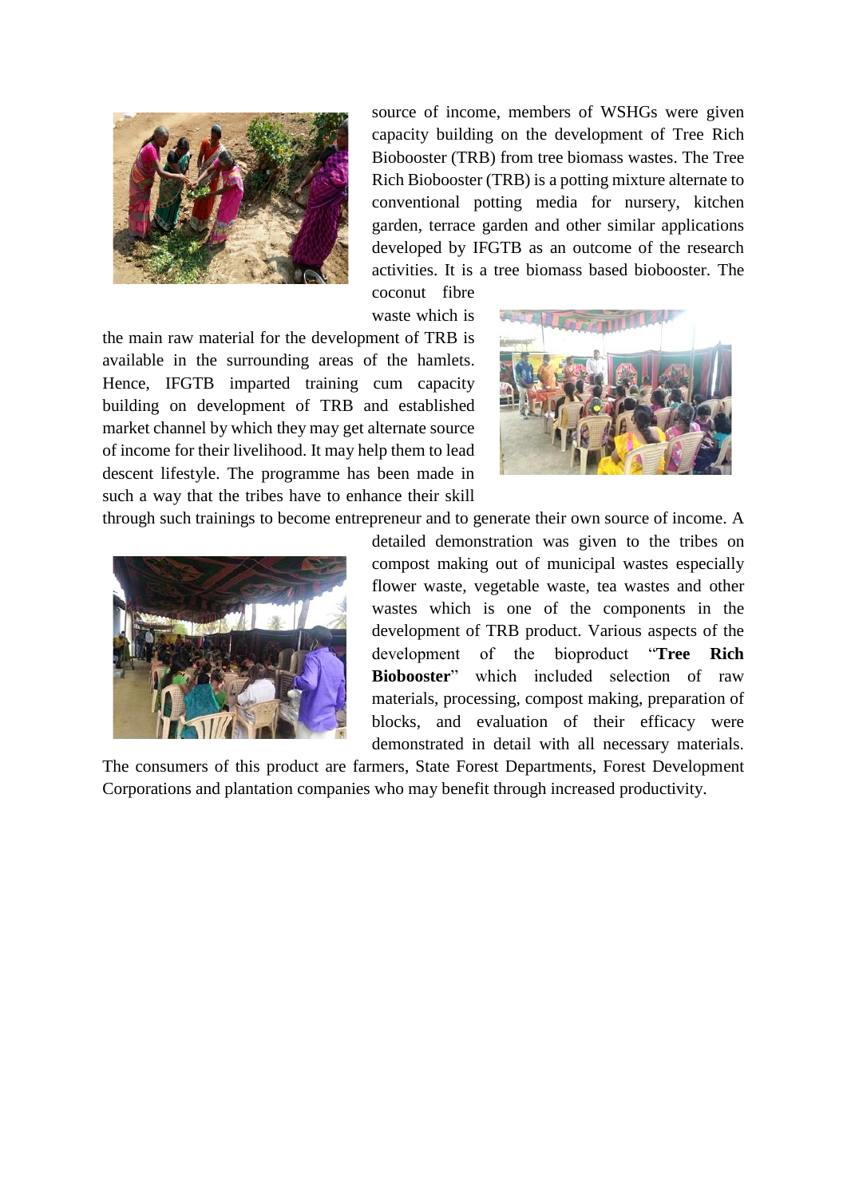source of income, members of WSHGs were given capacity building on the development of Tree Rich Biobooster (TRB) from tree biomass wastes. The Tree Rich Biobooster (TRB) is a potting mixture alternate to conventional potting media for nursery, kitchen garden, terrace garden and other similar applications developed by IFGTB as an outcome of the research activities. It is a tree biomass based biobooster. The coconut fibre waste which is the main raw material for the development of TRB is available in the surrounding areas of the hamlets. Hence, IFGTB imparted training cum capacity building on development of TRB and established market channel by which they may get alternate source of income for their livelihood. It may help them to lead descent lifestyle. The programme has been made in such a way that the tribes have to enhance their skill through such trainings to become entrepreneur and to generate their own source of income. A detailed demonstration was given to the tribes on compost making out of municipal wastes especially flower waste, vegetable waste, tea wastes and other wastes which is one of the components in the development of TRB product. Various aspects of the development of the bioproduct "**Tree Rich Biobooster**" which included selection of raw materials, processing, compost making, preparation of blocks, and evaluation of their efficacy were demonstrated in detail with all necessary materials. The consumers of this product are farmers, State Forest Departments, Forest Development Corporations and plantation companies who may benefit through increased productivity.